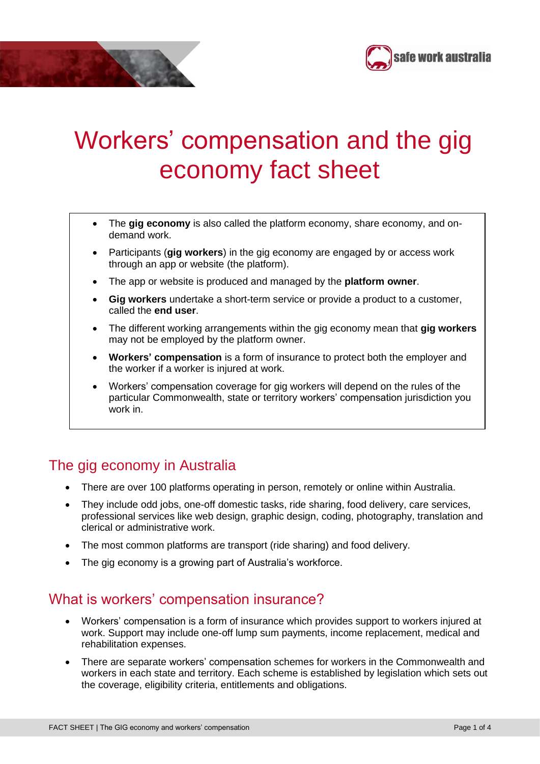# Workers' compensation and the gig economy fact sheet

- The **gig economy** is also called the platform economy, share economy, and on-demand work.
- Participants (**gig workers**) in the gig economy are engaged by or access work through an app or website (the platform).
- The app or website is produced and managed by the **platform owner**.
- **Gig workers** undertake a short-term service or provide a product to a customer, called the **end user**.
- The different working arrangements within the gig economy mean that **gig workers** may not be employed by the platform owner.
- **Workers' compensation** is a form of insurance to protect both the employer and the worker if a worker is injured at work.
- Workers' compensation coverage for gig workers will depend on the rules of the particular Commonwealth, state or territory workers' compensation jurisdiction you work in.

## The gig economy in Australia

- There are over 100 platforms operating in person, remotely or online within Australia.
- They include odd jobs, one-off domestic tasks, ride sharing, food delivery, care services, professional services like web design, graphic design, coding, photography, translation and clerical or administrative work.
- The most common platforms are transport (ride sharing) and food delivery.
- The gig economy is a growing part of Australia's workforce.

## What is workers' compensation insurance?

- Workers' compensation is a form of insurance which provides support to workers injured at work. Support may include one-off lump sum payments, income replacement, medical and rehabilitation expenses.
- There are separate workers' compensation schemes for workers in the Commonwealth and workers in each state and territory. Each scheme is established by legislation which sets out the coverage, eligibility criteria, entitlements and obligations.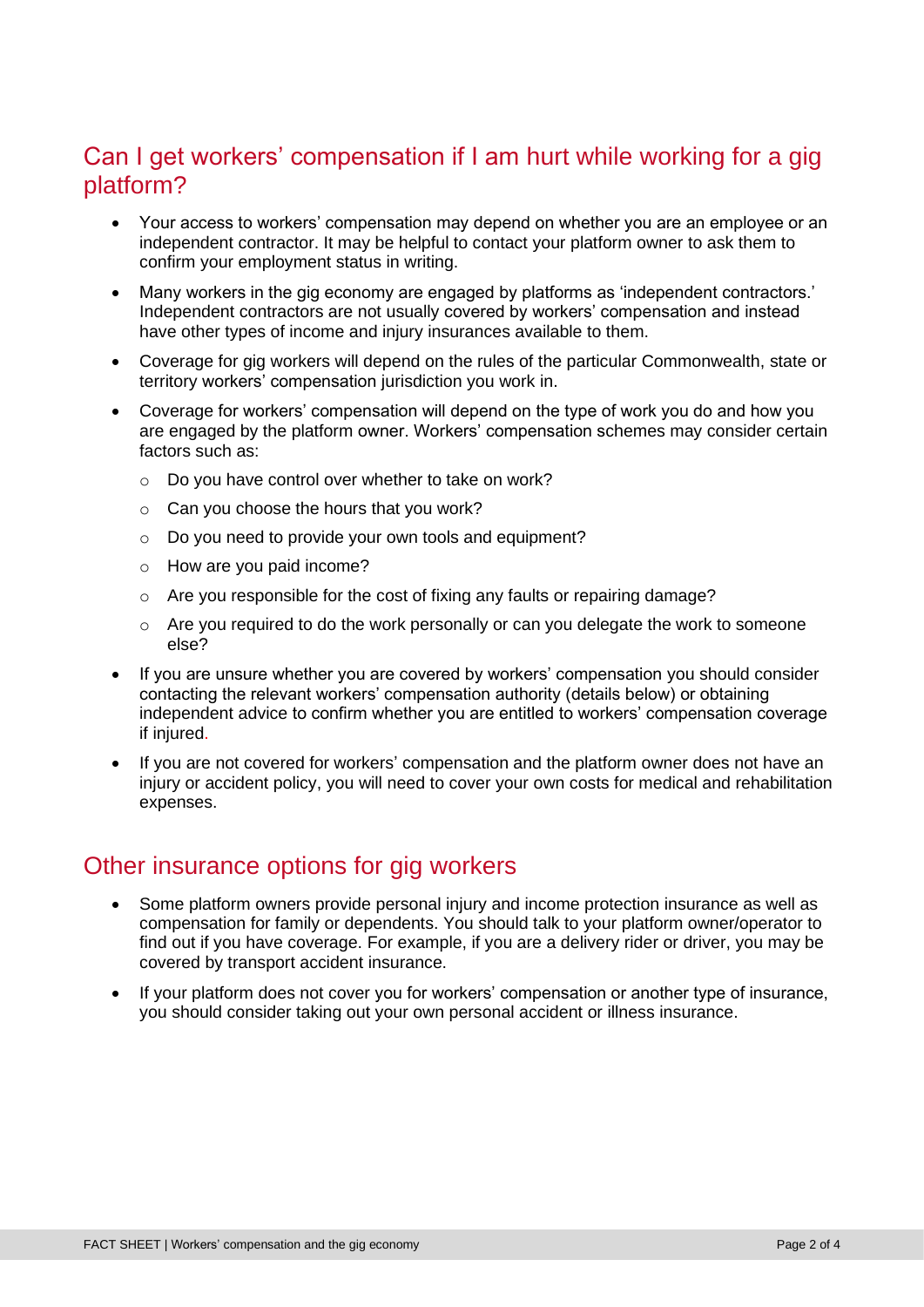## Can I get workers' compensation if I am hurt while working for a gig platform?

- Your access to workers' compensation may depend on whether you are an employee or an independent contractor. It may be helpful to contact your platform owner to ask them to confirm your employment status in writing.
- Many workers in the gig economy are engaged by platforms as 'independent contractors.' Independent contractors are not usually covered by workers' compensation and instead have other types of income and injury insurances available to them.
- Coverage for gig workers will depend on the rules of the particular Commonwealth, state or territory workers' compensation jurisdiction you work in.
- Coverage for workers' compensation will depend on the type of work you do and how you are engaged by the platform owner. Workers' compensation schemes may consider certain factors such as:
  - Do you have control over whether to take on work?
  - Can you choose the hours that you work?
  - Do you need to provide your own tools and equipment?
  - How are you paid income?
  - Are you responsible for the cost of fixing any faults or repairing damage?
  - Are you required to do the work personally or can you delegate the work to someone else?
- If you are unsure whether you are covered by workers' compensation you should consider contacting the relevant workers' compensation authority (details below) or obtaining independent advice to confirm whether you are entitled to workers' compensation coverage if injured.
- If you are not covered for workers' compensation and the platform owner does not have an injury or accident policy, you will need to cover your own costs for medical and rehabilitation expenses.

## Other insurance options for gig workers

- Some platform owners provide personal injury and income protection insurance as well as compensation for family or dependents. You should talk to your platform owner/operator to find out if you have coverage. For example, if you are a delivery rider or driver, you may be covered by transport accident insurance.
- If your platform does not cover you for workers' compensation or another type of insurance, you should consider taking out your own personal accident or illness insurance.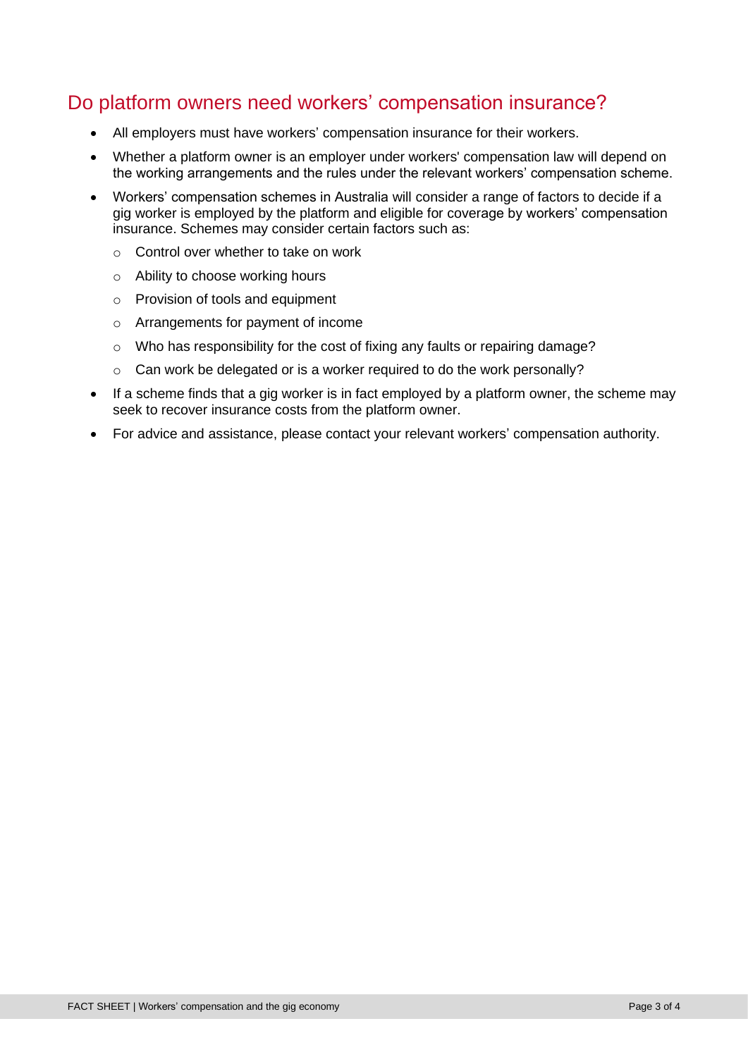## Do platform owners need workers' compensation insurance?

- All employers must have workers' compensation insurance for their workers.
- Whether a platform owner is an employer under workers' compensation law will depend on the working arrangements and the rules under the relevant workers' compensation scheme.
- Workers' compensation schemes in Australia will consider a range of factors to decide if a gig worker is employed by the platform and eligible for coverage by workers' compensation insurance. Schemes may consider certain factors such as:
  - Control over whether to take on work
  - Ability to choose working hours
  - Provision of tools and equipment
  - Arrangements for payment of income
  - Who has responsibility for the cost of fixing any faults or repairing damage?
  - Can work be delegated or is a worker required to do the work personally?
- If a scheme finds that a gig worker is in fact employed by a platform owner, the scheme may seek to recover insurance costs from the platform owner.
- For advice and assistance, please contact your relevant workers' compensation authority.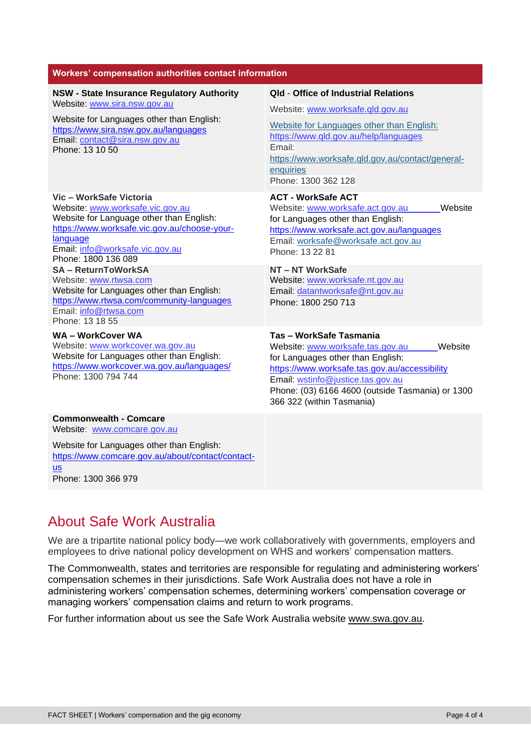## Workers' compensation authorities contact information

| | |
|---|---|
| **NSW - State Insurance Regulatory Authority**<br>Website: www.sira.nsw.gov.au<br>Website for Languages other than English: https://www.sira.nsw.gov.au/languages<br>Email: contact@sira.nsw.gov.au<br>Phone: 13 10 50 | **Qld - Office of Industrial Relations**<br>Website: www.worksafe.qld.gov.au<br>Website for Languages other than English: https://www.qld.gov.au/help/languages<br>Email: https://www.worksafe.qld.gov.au/contact/general-enquiries<br>Phone: 1300 362 128 |
| **Vic – WorkSafe Victoria**<br>Website: www.worksafe.vic.gov.au<br>Website for Language other than English: https://www.worksafe.vic.gov.au/choose-your-language<br>Email: info@worksafe.vic.gov.au<br>Phone: 1800 136 089 | **ACT - WorkSafe ACT**<br>Website: www.worksafe.act.gov.au Website for Languages other than English: https://www.worksafe.act.gov.au/languages<br>Email: worksafe@worksafe.act.gov.au<br>Phone: 13 22 81 |
| **SA – ReturnToWorkSA**<br>Website: www.rtwsa.com<br>Website for Languages other than English: https://www.rtwsa.com/community-languages<br>Email: info@rtwsa.com<br>Phone: 13 18 55 | **NT – NT WorkSafe**<br>Website: www.worksafe.nt.gov.au<br>Email: datantworksafe@nt.gov.au<br>Phone: 1800 250 713 |
| **WA – WorkCover WA**<br>Website: www.workcover.wa.gov.au<br>Website for Languages other than English: https://www.workcover.wa.gov.au/languages/<br>Phone: 1300 794 744 | **Tas – WorkSafe Tasmania**<br>Website: www.worksafe.tas.gov.au Website for Languages other than English: https://www.worksafe.tas.gov.au/accessibility<br>Email: wstinfo@justice.tas.gov.au<br>Phone: (03) 6166 4600 (outside Tasmania) or 1300 366 322 (within Tasmania) |
| **Commonwealth - Comcare**<br>Website: www.comcare.gov.au<br>Website for Languages other than English: https://www.comcare.gov.au/about/contact/contact-us<br>Phone: 1300 366 979 | |

# About Safe Work Australia

We are a tripartite national policy body—we work collaboratively with governments, employers and employees to drive national policy development on WHS and workers' compensation matters.

The Commonwealth, states and territories are responsible for regulating and administering workers' compensation schemes in their jurisdictions. Safe Work Australia does not have a role in administering workers' compensation schemes, determining workers' compensation coverage or managing workers' compensation claims and return to work programs.

For further information about us see the Safe Work Australia website www.swa.gov.au.